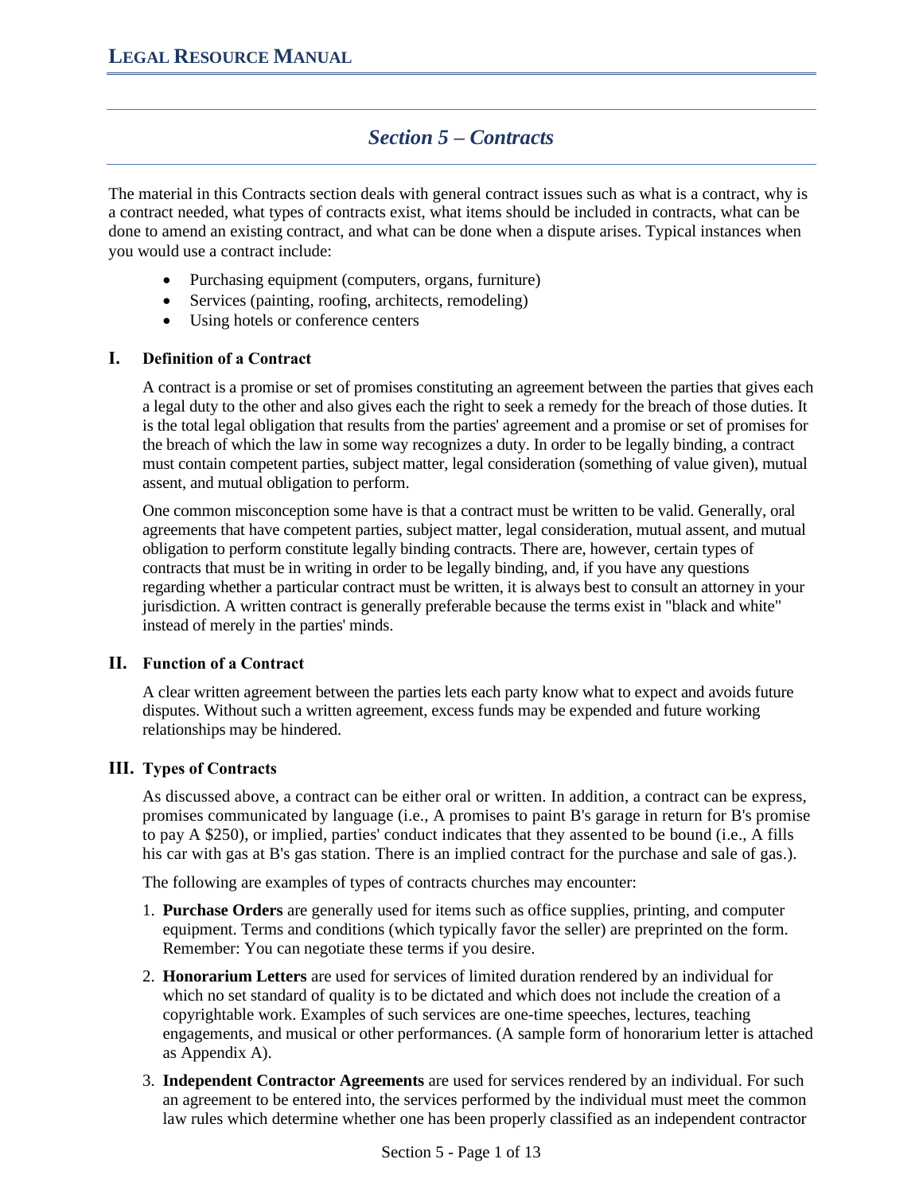# Section 5 – Contracts

The material in this Contracts section deals with general contract issues such as what is a contract, why is a contract needed, what types of contracts exist, what items should be included in contracts, what can be done to amend an existing contract, and what can be done when a dispute arises. Typical instances when you would use a contract include:

- Purchasing equipment (computers, organs, furniture)
- Services (painting, roofing, architects, remodeling)
- Using hotels or conference centers

## I. Definition of a Contract

A contract is a promise or set of promises constituting an agreement between the parties that gives each a legal duty to the other and also gives each the right to seek a remedy for the breach of those duties. It is the total legal obligation that results from the parties' agreement and a promise or set of promises for the breach of which the law in some way recognizes a duty. In order to be legally binding, a contract must contain competent parties, subject matter, legal consideration (something of value given), mutual assent, and mutual obligation to perform.

One common misconception some have is that a contract must be written to be valid. Generally, oral agreements that have competent parties, subject matter, legal consideration, mutual assent, and mutual obligation to perform constitute legally binding contracts. There are, however, certain types of contracts that must be in writing in order to be legally binding, and, if you have any questions regarding whether a particular contract must be written, it is always best to consult an attorney in your jurisdiction. A written contract is generally preferable because the terms exist in "black and white" instead of merely in the parties' minds.

## II. Function of a Contract

A clear written agreement between the parties lets each party know what to expect and avoids future disputes. Without such a written agreement, excess funds may be expended and future working relationships may be hindered.

## III. Types of Contracts

As discussed above, a contract can be either oral or written. In addition, a contract can be express, promises communicated by language (i.e., A promises to paint B's garage in return for B's promise to pay A $250), or implied, parties' conduct indicates that they assented to be bound (i.e., A fills his car with gas at B's gas station. There is an implied contract for the purchase and sale of gas.).

The following are examples of types of contracts churches may encounter:

1. **Purchase Orders** are generally used for items such as office supplies, printing, and computer equipment. Terms and conditions (which typically favor the seller) are preprinted on the form. Remember: You can negotiate these terms if you desire.
2. **Honorarium Letters** are used for services of limited duration rendered by an individual for which no set standard of quality is to be dictated and which does not include the creation of a copyrightable work. Examples of such services are one-time speeches, lectures, teaching engagements, and musical or other performances. (A sample form of honorarium letter is attached as Appendix A).
3. **Independent Contractor Agreements** are used for services rendered by an individual. For such an agreement to be entered into, the services performed by the individual must meet the common law rules which determine whether one has been properly classified as an independent contractor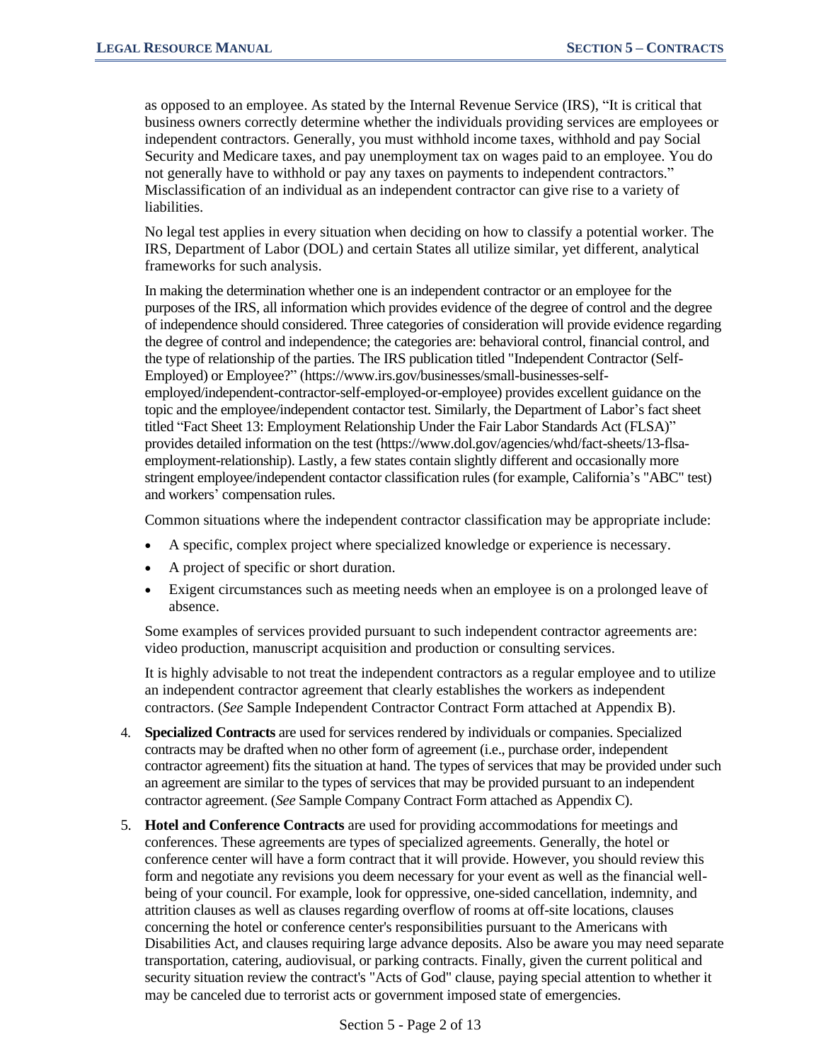as opposed to an employee. As stated by the Internal Revenue Service (IRS), "It is critical that business owners correctly determine whether the individuals providing services are employees or independent contractors. Generally, you must withhold income taxes, withhold and pay Social Security and Medicare taxes, and pay unemployment tax on wages paid to an employee. You do not generally have to withhold or pay any taxes on payments to independent contractors." Misclassification of an individual as an independent contractor can give rise to a variety of liabilities.

No legal test applies in every situation when deciding on how to classify a potential worker. The IRS, Department of Labor (DOL) and certain States all utilize similar, yet different, analytical frameworks for such analysis.

In making the determination whether one is an independent contractor or an employee for the purposes of the IRS, all information which provides evidence of the degree of control and the degree of independence should considered. Three categories of consideration will provide evidence regarding the degree of control and independence; the categories are: behavioral control, financial control, and the type of relationship of the parties. The IRS publication titled "Independent Contractor (Self-Employed) or Employee?" (https://www.irs.gov/businesses/small-businesses-self-employed/independent-contractor-self-employed-or-employee) provides excellent guidance on the topic and the employee/independent contactor test. Similarly, the Department of Labor's fact sheet titled "Fact Sheet 13: Employment Relationship Under the Fair Labor Standards Act (FLSA)" provides detailed information on the test (https://www.dol.gov/agencies/whd/fact-sheets/13-flsa-employment-relationship). Lastly, a few states contain slightly different and occasionally more stringent employee/independent contactor classification rules (for example, California's "ABC" test) and workers' compensation rules.

Common situations where the independent contractor classification may be appropriate include:

- A specific, complex project where specialized knowledge or experience is necessary.
- A project of specific or short duration.
- Exigent circumstances such as meeting needs when an employee is on a prolonged leave of absence.

Some examples of services provided pursuant to such independent contractor agreements are: video production, manuscript acquisition and production or consulting services.

It is highly advisable to not treat the independent contractors as a regular employee and to utilize an independent contractor agreement that clearly establishes the workers as independent contractors. (*See* Sample Independent Contractor Contract Form attached at Appendix B).

4. **Specialized Contracts** are used for services rendered by individuals or companies. Specialized contracts may be drafted when no other form of agreement (i.e., purchase order, independent contractor agreement) fits the situation at hand. The types of services that may be provided under such an agreement are similar to the types of services that may be provided pursuant to an independent contractor agreement. (*See* Sample Company Contract Form attached as Appendix C).

5. **Hotel and Conference Contracts** are used for providing accommodations for meetings and conferences. These agreements are types of specialized agreements. Generally, the hotel or conference center will have a form contract that it will provide. However, you should review this form and negotiate any revisions you deem necessary for your event as well as the financial well-being of your council. For example, look for oppressive, one-sided cancellation, indemnity, and attrition clauses as well as clauses regarding overflow of rooms at off-site locations, clauses concerning the hotel or conference center's responsibilities pursuant to the Americans with Disabilities Act, and clauses requiring large advance deposits. Also be aware you may need separate transportation, catering, audiovisual, or parking contracts. Finally, given the current political and security situation review the contract's "Acts of God" clause, paying special attention to whether it may be canceled due to terrorist acts or government imposed state of emergencies.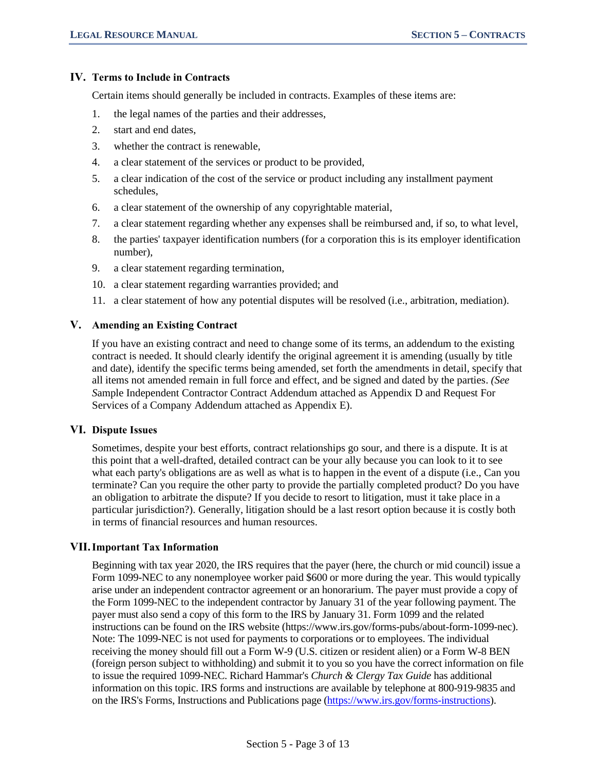## IV. Terms to Include in Contracts

Certain items should generally be included in contracts. Examples of these items are:

1. the legal names of the parties and their addresses,
2. start and end dates,
3. whether the contract is renewable,
4. a clear statement of the services or product to be provided,
5. a clear indication of the cost of the service or product including any installment payment schedules,
6. a clear statement of the ownership of any copyrightable material,
7. a clear statement regarding whether any expenses shall be reimbursed and, if so, to what level,
8. the parties' taxpayer identification numbers (for a corporation this is its employer identification number),
9. a clear statement regarding termination,
10. a clear statement regarding warranties provided; and
11. a clear statement of how any potential disputes will be resolved (i.e., arbitration, mediation).

## V. Amending an Existing Contract

If you have an existing contract and need to change some of its terms, an addendum to the existing contract is needed. It should clearly identify the original agreement it is amending (usually by title and date), identify the specific terms being amended, set forth the amendments in detail, specify that all items not amended remain in full force and effect, and be signed and dated by the parties. *(See S*ample Independent Contractor Contract Addendum attached as Appendix D and Request For Services of a Company Addendum attached as Appendix E).

## VI. Dispute Issues

Sometimes, despite your best efforts, contract relationships go sour, and there is a dispute. It is at this point that a well-drafted, detailed contract can be your ally because you can look to it to see what each party's obligations are as well as what is to happen in the event of a dispute (i.e., Can you terminate? Can you require the other party to provide the partially completed product? Do you have an obligation to arbitrate the dispute? If you decide to resort to litigation, must it take place in a particular jurisdiction?). Generally, litigation should be a last resort option because it is costly both in terms of financial resources and human resources.

## VII. Important Tax Information

Beginning with tax year 2020, the IRS requires that the payer (here, the church or mid council) issue a Form 1099-NEC to any nonemployee worker paid $600 or more during the year. This would typically arise under an independent contractor agreement or an honorarium. The payer must provide a copy of the Form 1099-NEC to the independent contractor by January 31 of the year following payment. The payer must also send a copy of this form to the IRS by January 31. Form 1099 and the related instructions can be found on the IRS website (https://www.irs.gov/forms-pubs/about-form-1099-nec). Note: The 1099-NEC is not used for payments to corporations or to employees. The individual receiving the money should fill out a Form W-9 (U.S. citizen or resident alien) or a Form W-8 BEN (foreign person subject to withholding) and submit it to you so you have the correct information on file to issue the required 1099-NEC. Richard Hammar's *Church & Clergy Tax Guide* has additional information on this topic. IRS forms and instructions are available by telephone at 800-919-9835 and on the IRS's Forms, Instructions and Publications page (https://www.irs.gov/forms-instructions).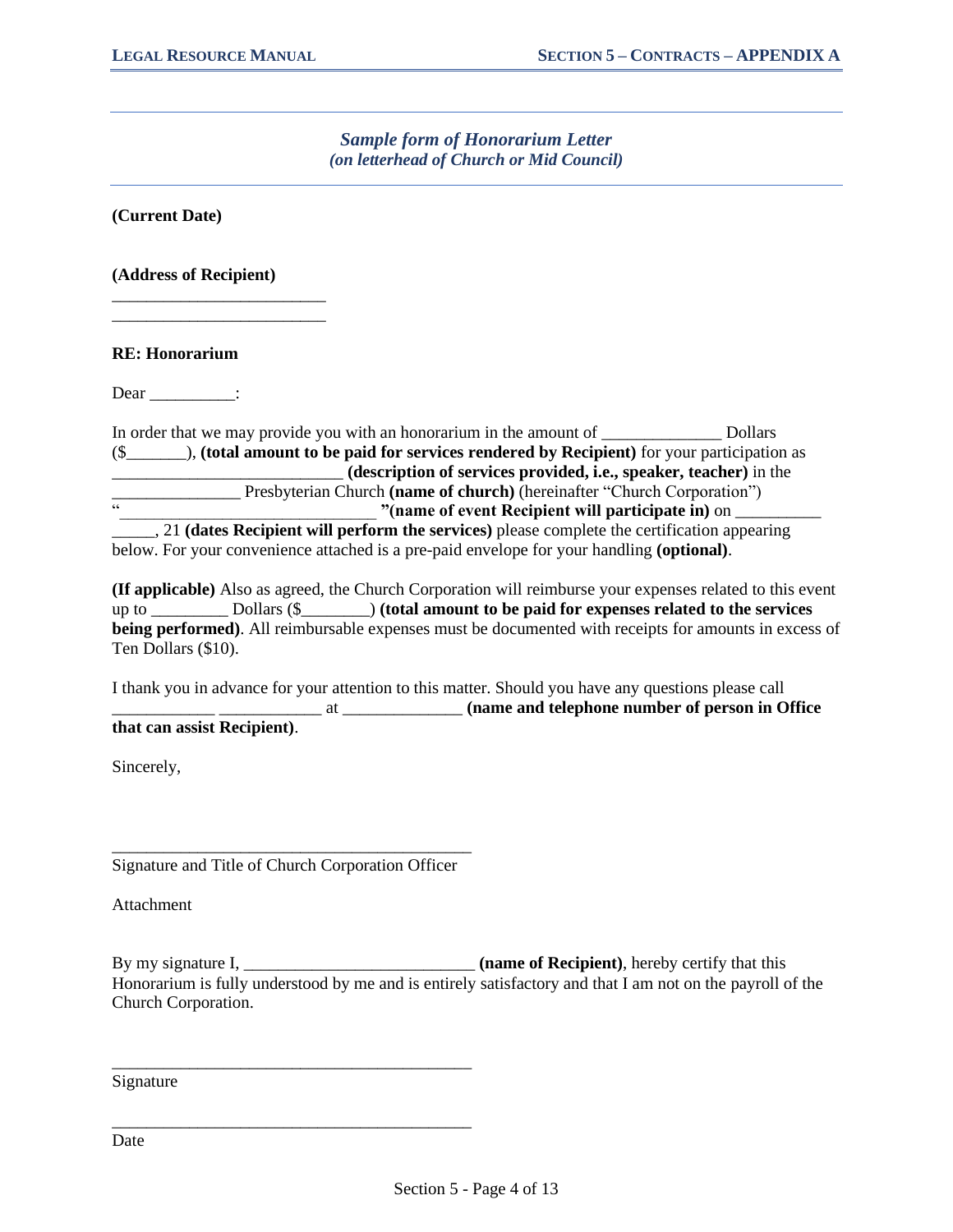*Sample form of Honorarium Letter*
*(on letterhead of Church or Mid Council)*

**(Current Date)**

**(Address of Recipient)**
_________________________
_________________________

**RE: Honorarium**

Dear __________:

In order that we may provide you with an honorarium in the amount of ______________ Dollars ($_______), **(total amount to be paid for services rendered by Recipient)** for your participation as __________________________ **(description of services provided, i.e., speaker, teacher)** in the _______________ Presbyterian Church **(name of church)** (hereinafter "Church Corporation") "_____________________________ "**(name of event Recipient will participate in)** on __________ _____, 21 **(dates Recipient will perform the services)** please complete the certification appearing below. For your convenience attached is a pre-paid envelope for your handling **(optional)**.

**(If applicable)** Also as agreed, the Church Corporation will reimburse your expenses related to this event up to _________ Dollars ($________) **(total amount to be paid for expenses related to the services being performed)**. All reimbursable expenses must be documented with receipts for amounts in excess of Ten Dollars ($10).

I thank you in advance for your attention to this matter. Should you have any questions please call ____________ ____________ at ______________ **(name and telephone number of person in Office that can assist Recipient)**.

Sincerely,

___________________________________________
Signature and Title of Church Corporation Officer

Attachment

By my signature I, __________________________ **(name of Recipient)**, hereby certify that this Honorarium is fully understood by me and is entirely satisfactory and that I am not on the payroll of the Church Corporation.

___________________________________________
Signature

___________________________________________
Date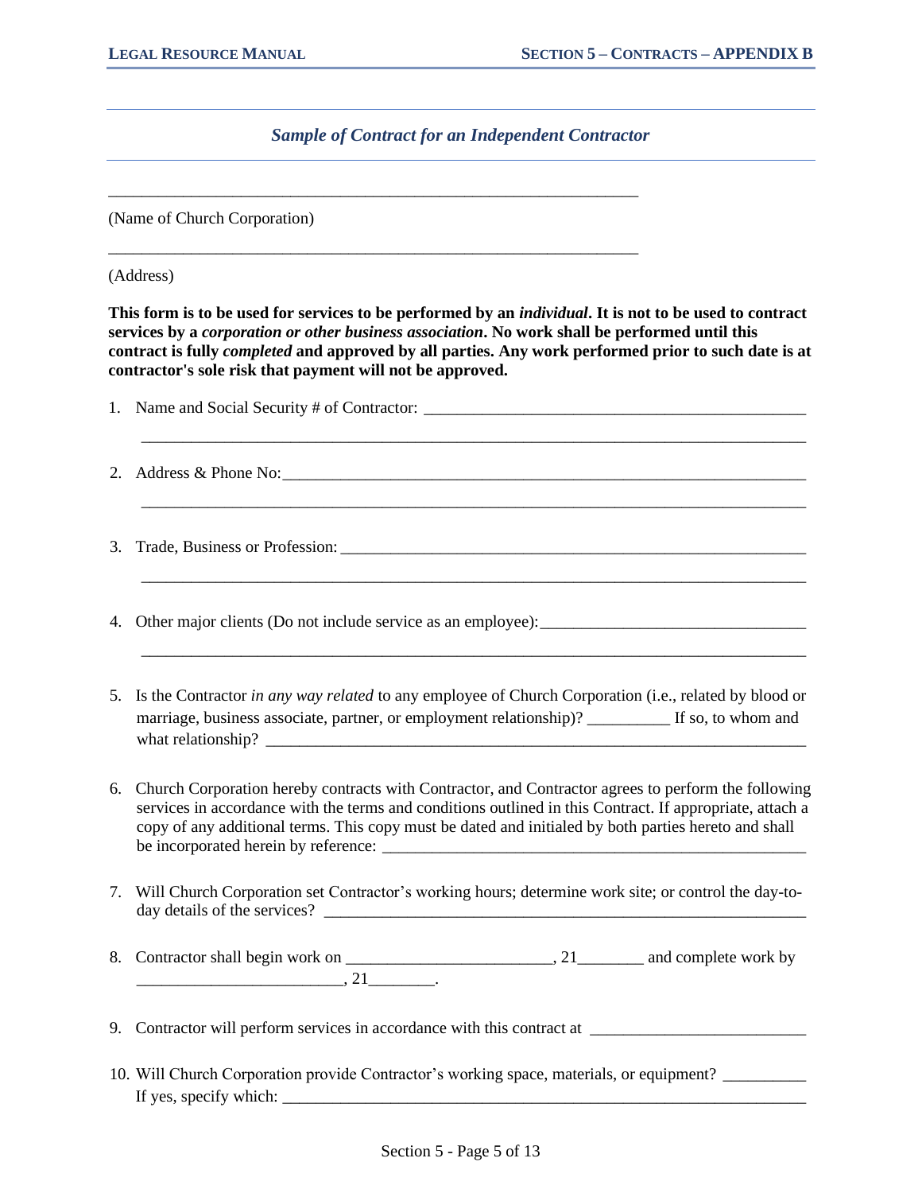### *Sample of Contract for an Independent Contractor*

_________________________________________________________________

(Name of Church Corporation)

_________________________________________________________________

(Address)

**This form is to be used for services to be performed by an *individual*. It is not to be used to contract services by a *corporation or other business association*. No work shall be performed until this contract is fully *completed* and approved by all parties. Any work performed prior to such date is at contractor's sole risk that payment will not be approved.**

1. Name and Social Security # of Contractor: ______________________________________________
   ________________________________________________________________________________

2. Address & Phone No: _________________________________________________________________
   ________________________________________________________________________________

3. Trade, Business or Profession: _________________________________________________________
   ________________________________________________________________________________

4. Other major clients (Do not include service as an employee): ______________________________
   ________________________________________________________________________________

5. Is the Contractor *in any way related* to any employee of Church Corporation (i.e., related by blood or marriage, business associate, partner, or employment relationship)? __________ If so, to whom and what relationship? _________________________________________________________________

6. Church Corporation hereby contracts with Contractor, and Contractor agrees to perform the following services in accordance with the terms and conditions outlined in this Contract. If appropriate, attach a copy of any additional terms. This copy must be dated and initialed by both parties hereto and shall be incorporated herein by reference: ___________________________________________________

7. Will Church Corporation set Contractor's working hours; determine work site; or control the day-to-day details of the services? _________________________________________________________

8. Contractor shall begin work on ________________________, 21________ and complete work by ________________________, 21________.

9. Contractor will perform services in accordance with this contract at _________________________

10. Will Church Corporation provide Contractor's working space, materials, or equipment? __________ If yes, specify which: ________________________________________________________________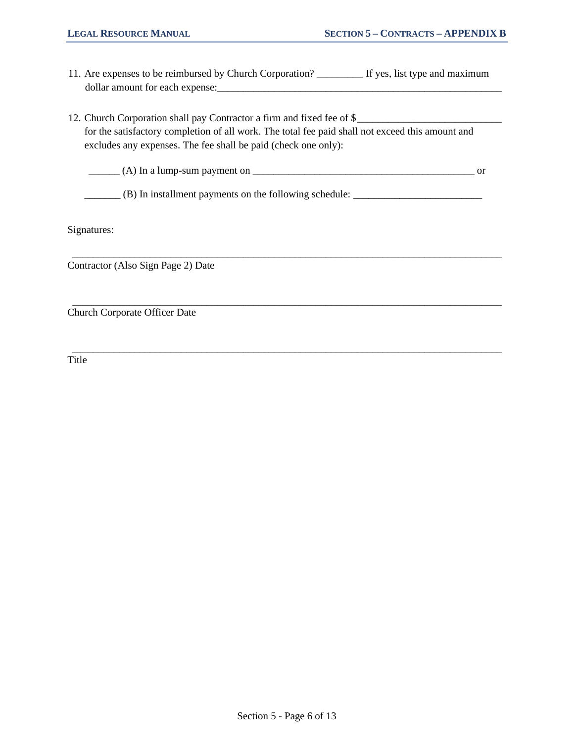11. Are expenses to be reimbursed by Church Corporation? _________ If yes, list type and maximum dollar amount for each expense:___________________________________________________________

12. Church Corporation shall pay Contractor a firm and fixed fee of $____________________________ for the satisfactory completion of all work. The total fee paid shall not exceed this amount and excludes any expenses. The fee shall be paid (check one only):

    ______ (A) In a lump-sum payment on ____________________________________________ or

    _______ (B) In installment payments on the following schedule: _________________________

Signatures:

_____________________________________________________________________________________
Contractor (Also Sign Page 2) Date

_____________________________________________________________________________________
Church Corporate Officer Date

_____________________________________________________________________________________
Title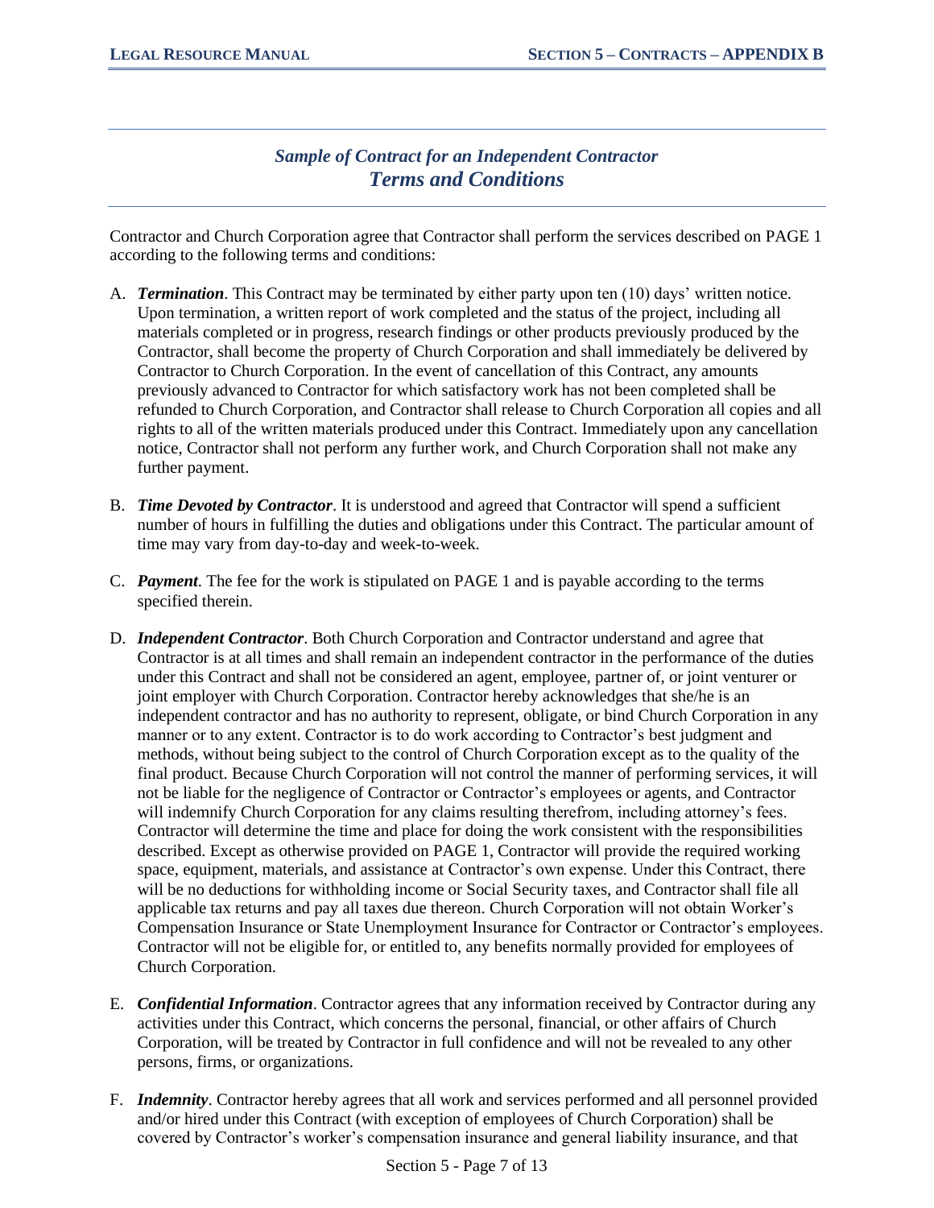## *Sample of Contract for an Independent Contractor*
## ***Terms and Conditions***

Contractor and Church Corporation agree that Contractor shall perform the services described on PAGE 1 according to the following terms and conditions:

A. ***Termination***. This Contract may be terminated by either party upon ten (10) days' written notice. Upon termination, a written report of work completed and the status of the project, including all materials completed or in progress, research findings or other products previously produced by the Contractor, shall become the property of Church Corporation and shall immediately be delivered by Contractor to Church Corporation. In the event of cancellation of this Contract, any amounts previously advanced to Contractor for which satisfactory work has not been completed shall be refunded to Church Corporation, and Contractor shall release to Church Corporation all copies and all rights to all of the written materials produced under this Contract. Immediately upon any cancellation notice, Contractor shall not perform any further work, and Church Corporation shall not make any further payment.

B. ***Time Devoted by Contractor***. It is understood and agreed that Contractor will spend a sufficient number of hours in fulfilling the duties and obligations under this Contract. The particular amount of time may vary from day-to-day and week-to-week.

C. ***Payment***. The fee for the work is stipulated on PAGE 1 and is payable according to the terms specified therein.

D. ***Independent Contractor***. Both Church Corporation and Contractor understand and agree that Contractor is at all times and shall remain an independent contractor in the performance of the duties under this Contract and shall not be considered an agent, employee, partner of, or joint venturer or joint employer with Church Corporation. Contractor hereby acknowledges that she/he is an independent contractor and has no authority to represent, obligate, or bind Church Corporation in any manner or to any extent. Contractor is to do work according to Contractor's best judgment and methods, without being subject to the control of Church Corporation except as to the quality of the final product. Because Church Corporation will not control the manner of performing services, it will not be liable for the negligence of Contractor or Contractor's employees or agents, and Contractor will indemnify Church Corporation for any claims resulting therefrom, including attorney's fees. Contractor will determine the time and place for doing the work consistent with the responsibilities described. Except as otherwise provided on PAGE 1, Contractor will provide the required working space, equipment, materials, and assistance at Contractor's own expense. Under this Contract, there will be no deductions for withholding income or Social Security taxes, and Contractor shall file all applicable tax returns and pay all taxes due thereon. Church Corporation will not obtain Worker's Compensation Insurance or State Unemployment Insurance for Contractor or Contractor's employees. Contractor will not be eligible for, or entitled to, any benefits normally provided for employees of Church Corporation.

E. ***Confidential Information***. Contractor agrees that any information received by Contractor during any activities under this Contract, which concerns the personal, financial, or other affairs of Church Corporation, will be treated by Contractor in full confidence and will not be revealed to any other persons, firms, or organizations.

F. ***Indemnity***. Contractor hereby agrees that all work and services performed and all personnel provided and/or hired under this Contract (with exception of employees of Church Corporation) shall be covered by Contractor's worker's compensation insurance and general liability insurance, and that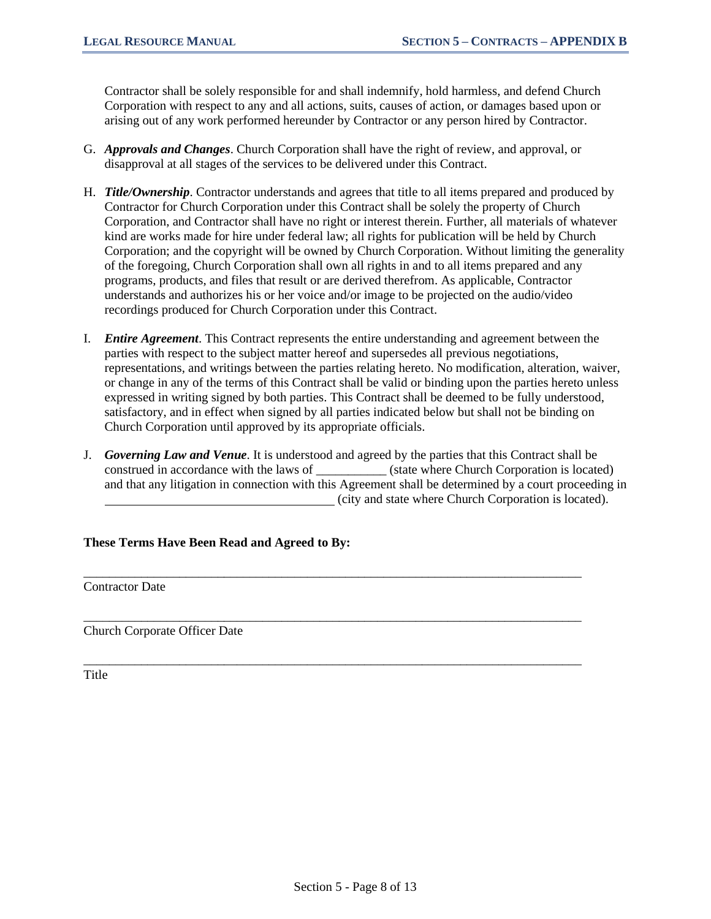Contractor shall be solely responsible for and shall indemnify, hold harmless, and defend Church Corporation with respect to any and all actions, suits, causes of action, or damages based upon or arising out of any work performed hereunder by Contractor or any person hired by Contractor.

G. ***Approvals and Changes***. Church Corporation shall have the right of review, and approval, or disapproval at all stages of the services to be delivered under this Contract.

H. ***Title/Ownership***. Contractor understands and agrees that title to all items prepared and produced by Contractor for Church Corporation under this Contract shall be solely the property of Church Corporation, and Contractor shall have no right or interest therein. Further, all materials of whatever kind are works made for hire under federal law; all rights for publication will be held by Church Corporation; and the copyright will be owned by Church Corporation. Without limiting the generality of the foregoing, Church Corporation shall own all rights in and to all items prepared and any programs, products, and files that result or are derived therefrom. As applicable, Contractor understands and authorizes his or her voice and/or image to be projected on the audio/video recordings produced for Church Corporation under this Contract.

I. ***Entire Agreement***. This Contract represents the entire understanding and agreement between the parties with respect to the subject matter hereof and supersedes all previous negotiations, representations, and writings between the parties relating hereto. No modification, alteration, waiver, or change in any of the terms of this Contract shall be valid or binding upon the parties hereto unless expressed in writing signed by both parties. This Contract shall be deemed to be fully understood, satisfactory, and in effect when signed by all parties indicated below but shall not be binding on Church Corporation until approved by its appropriate officials.

J. ***Governing Law and Venue***. It is understood and agreed by the parties that this Contract shall be construed in accordance with the laws of ___________ (state where Church Corporation is located) and that any litigation in connection with this Agreement shall be determined by a court proceeding in ____________________________________ (city and state where Church Corporation is located).

**These Terms Have Been Read and Agreed to By:**

_______________________________________________________________________________

Contractor Date

_______________________________________________________________________________

Church Corporate Officer Date

_______________________________________________________________________________

Title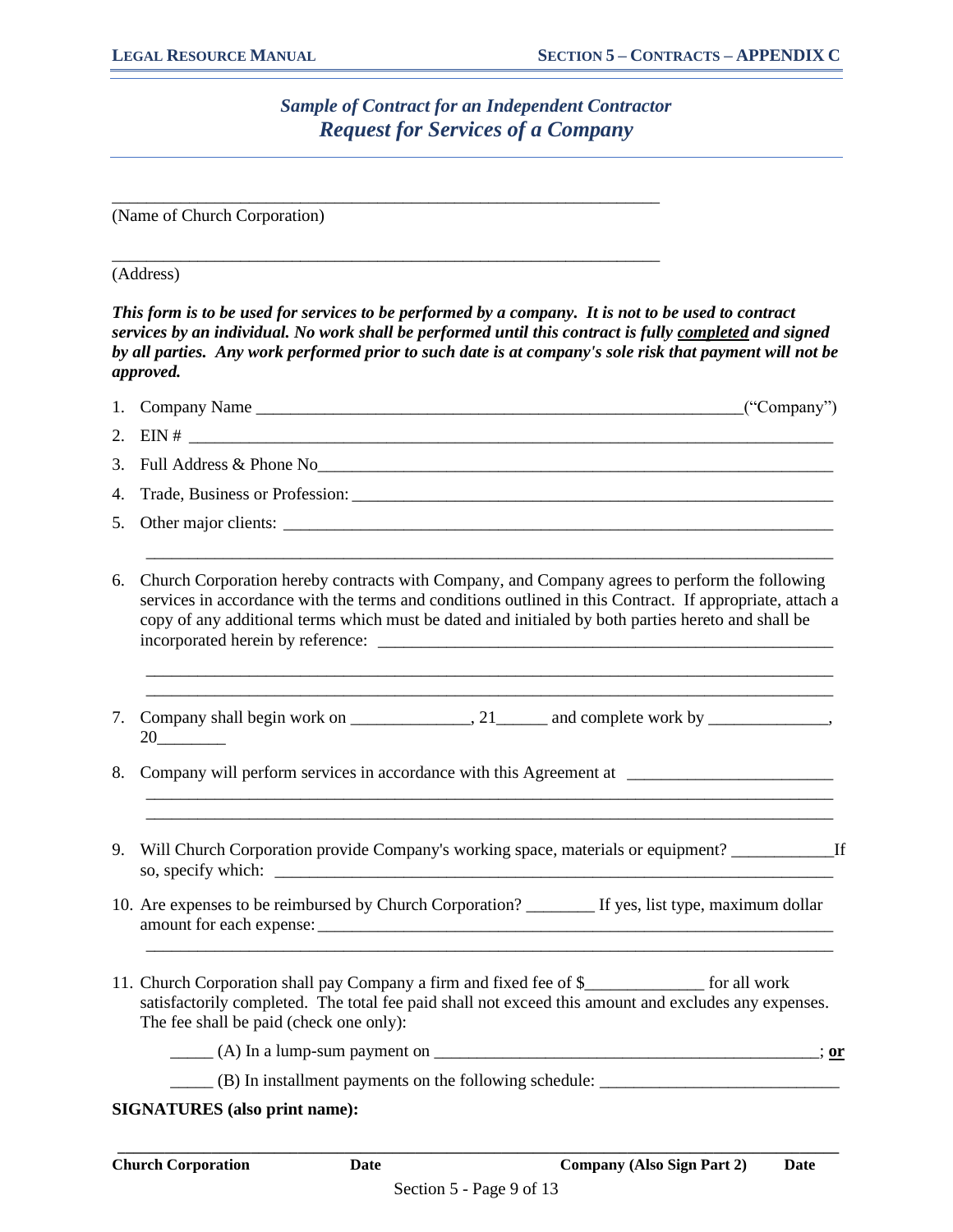### *Sample of Contract for an Independent Contractor*
## *Request for Services of a Company*

_________________________________________________________________
(Name of Church Corporation)

_________________________________________________________________
(Address)

***This form is to be used for services to be performed by a company. It is not to be used to contract services by an individual. No work shall be performed until this contract is fully <u>completed</u> and signed by all parties. Any work performed prior to such date is at company's sole risk that payment will not be approved.***

1. Company Name _________________________________________________________("Company")
2. EIN # ___________________________________________________________________________
3. Full Address & Phone No___________________________________________________________
4. Trade, Business or Profession: ______________________________________________________
5. Other major clients: _______________________________________________________________
   ___________________________________________________________________________
6. Church Corporation hereby contracts with Company, and Company agrees to perform the following services in accordance with the terms and conditions outlined in this Contract. If appropriate, attach a copy of any additional terms which must be dated and initialed by both parties hereto and shall be incorporated herein by reference: ___________________________________________________
   ___________________________________________________________________________
   ___________________________________________________________________________
7. Company shall begin work on ______________, 21______ and complete work by ______________, 20________
8. Company will perform services in accordance with this Agreement at ________________________
   ___________________________________________________________________________
   ___________________________________________________________________________
9. Will Church Corporation provide Company's working space, materials or equipment? ____________If so, specify which: ___________________________________________________________________
10. Are expenses to be reimbursed by Church Corporation? ________ If yes, list type, maximum dollar amount for each expense:____________________________________________________________
    ___________________________________________________________________________
11. Church Corporation shall pay Company a firm and fixed fee of $______________ for all work satisfactorily completed. The total fee paid shall not exceed this amount and excludes any expenses. The fee shall be paid (check one only):

    _____ (A) In a lump-sum payment on ______________________________________________; **<u>or</u>**

    _____ (B) In installment payments on the following schedule: ___________________________

**SIGNATURES (also print name):**

___________________________________________________________________________

**Church Corporation** **Date** **Company (Also Sign Part 2)** **Date**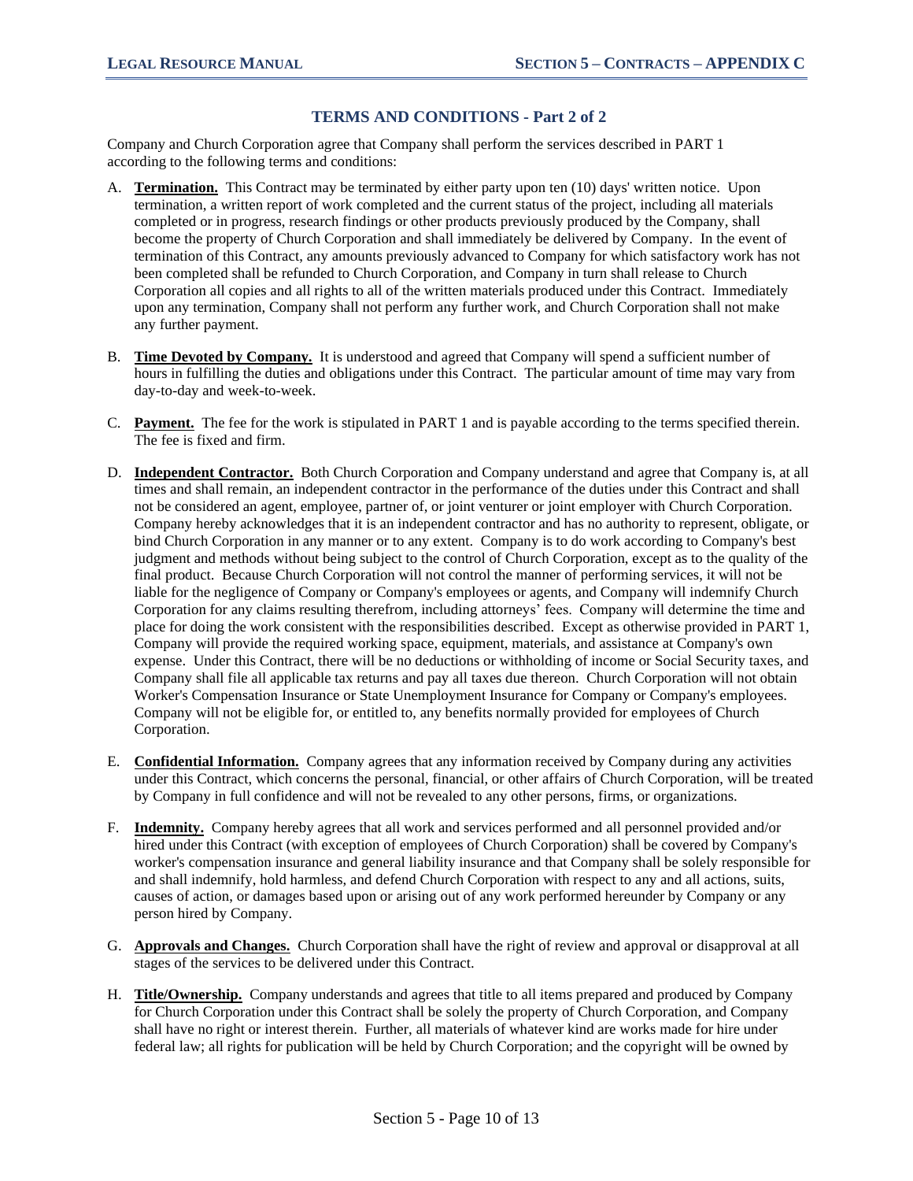## TERMS AND CONDITIONS - Part 2 of 2

Company and Church Corporation agree that Company shall perform the services described in PART 1 according to the following terms and conditions:

A. **Termination.** This Contract may be terminated by either party upon ten (10) days' written notice. Upon termination, a written report of work completed and the current status of the project, including all materials completed or in progress, research findings or other products previously produced by the Company, shall become the property of Church Corporation and shall immediately be delivered by Company. In the event of termination of this Contract, any amounts previously advanced to Company for which satisfactory work has not been completed shall be refunded to Church Corporation, and Company in turn shall release to Church Corporation all copies and all rights to all of the written materials produced under this Contract. Immediately upon any termination, Company shall not perform any further work, and Church Corporation shall not make any further payment.

B. **Time Devoted by Company.** It is understood and agreed that Company will spend a sufficient number of hours in fulfilling the duties and obligations under this Contract. The particular amount of time may vary from day-to-day and week-to-week.

C. **Payment.** The fee for the work is stipulated in PART 1 and is payable according to the terms specified therein. The fee is fixed and firm.

D. **Independent Contractor.** Both Church Corporation and Company understand and agree that Company is, at all times and shall remain, an independent contractor in the performance of the duties under this Contract and shall not be considered an agent, employee, partner of, or joint venturer or joint employer with Church Corporation. Company hereby acknowledges that it is an independent contractor and has no authority to represent, obligate, or bind Church Corporation in any manner or to any extent. Company is to do work according to Company's best judgment and methods without being subject to the control of Church Corporation, except as to the quality of the final product. Because Church Corporation will not control the manner of performing services, it will not be liable for the negligence of Company or Company's employees or agents, and Company will indemnify Church Corporation for any claims resulting therefrom, including attorneys' fees. Company will determine the time and place for doing the work consistent with the responsibilities described. Except as otherwise provided in PART 1, Company will provide the required working space, equipment, materials, and assistance at Company's own expense. Under this Contract, there will be no deductions or withholding of income or Social Security taxes, and Company shall file all applicable tax returns and pay all taxes due thereon. Church Corporation will not obtain Worker's Compensation Insurance or State Unemployment Insurance for Company or Company's employees. Company will not be eligible for, or entitled to, any benefits normally provided for employees of Church Corporation.

E. **Confidential Information.** Company agrees that any information received by Company during any activities under this Contract, which concerns the personal, financial, or other affairs of Church Corporation, will be treated by Company in full confidence and will not be revealed to any other persons, firms, or organizations.

F. **Indemnity.** Company hereby agrees that all work and services performed and all personnel provided and/or hired under this Contract (with exception of employees of Church Corporation) shall be covered by Company's worker's compensation insurance and general liability insurance and that Company shall be solely responsible for and shall indemnify, hold harmless, and defend Church Corporation with respect to any and all actions, suits, causes of action, or damages based upon or arising out of any work performed hereunder by Company or any person hired by Company.

G. **Approvals and Changes.** Church Corporation shall have the right of review and approval or disapproval at all stages of the services to be delivered under this Contract.

H. **Title/Ownership.** Company understands and agrees that title to all items prepared and produced by Company for Church Corporation under this Contract shall be solely the property of Church Corporation, and Company shall have no right or interest therein. Further, all materials of whatever kind are works made for hire under federal law; all rights for publication will be held by Church Corporation; and the copyright will be owned by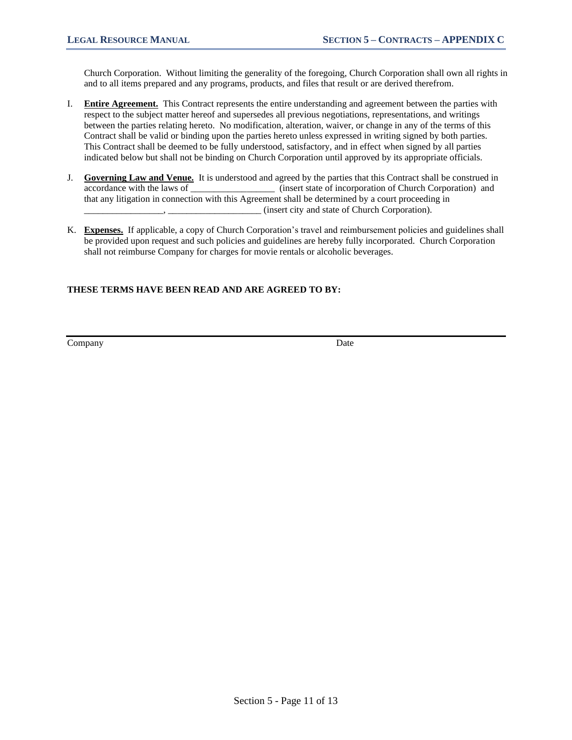Church Corporation. Without limiting the generality of the foregoing, Church Corporation shall own all rights in and to all items prepared and any programs, products, and files that result or are derived therefrom.

I. **Entire Agreement.** This Contract represents the entire understanding and agreement between the parties with respect to the subject matter hereof and supersedes all previous negotiations, representations, and writings between the parties relating hereto. No modification, alteration, waiver, or change in any of the terms of this Contract shall be valid or binding upon the parties hereto unless expressed in writing signed by both parties. This Contract shall be deemed to be fully understood, satisfactory, and in effect when signed by all parties indicated below but shall not be binding on Church Corporation until approved by its appropriate officials.

J. **Governing Law and Venue.** It is understood and agreed by the parties that this Contract shall be construed in accordance with the laws of __________________ (insert state of incorporation of Church Corporation) and that any litigation in connection with this Agreement shall be determined by a court proceeding in _________________, ____________________ (insert city and state of Church Corporation).

K. **Expenses.** If applicable, a copy of Church Corporation's travel and reimbursement policies and guidelines shall be provided upon request and such policies and guidelines are hereby fully incorporated. Church Corporation shall not reimburse Company for charges for movie rentals or alcoholic beverages.

**THESE TERMS HAVE BEEN READ AND ARE AGREED TO BY:**

_______________________________________________

Company Date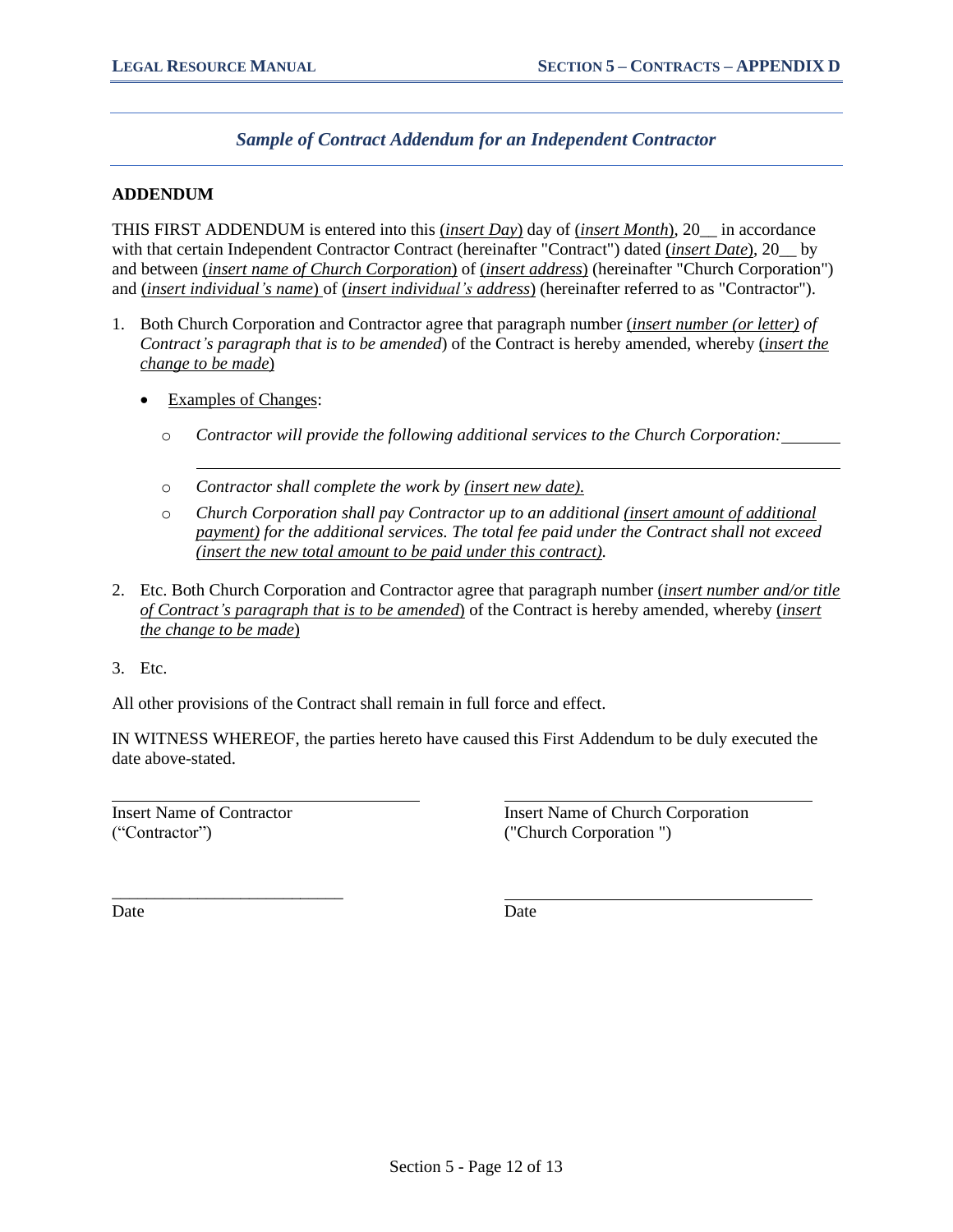*Sample of Contract Addendum for an Independent Contractor*

**ADDENDUM**

THIS FIRST ADDENDUM is entered into this (*insert Day*) day of (*insert Month*), 20__ in accordance with that certain Independent Contractor Contract (hereinafter "Contract") dated (*insert Date*), 20__ by and between (*insert name of Church Corporation*) of (*insert address*) (hereinafter "Church Corporation") and (*insert individual's name*) of (*insert individual's address*) (hereinafter referred to as "Contractor").

1. Both Church Corporation and Contractor agree that paragraph number (*insert number (or letter) of Contract's paragraph that is to be amended*) of the Contract is hereby amended, whereby (*insert the change to be made*)

   - Examples of Changes:
     - *Contractor will provide the following additional services to the Church Corporation:* ________ ____________________________________________
     - *Contractor shall complete the work by (insert new date).*
     - *Church Corporation shall pay Contractor up to an additional (insert amount of additional payment) for the additional services. The total fee paid under the Contract shall not exceed (insert the new total amount to be paid under this contract).*

2. Etc. Both Church Corporation and Contractor agree that paragraph number (*insert number and/or title of Contract's paragraph that is to be amended*) of the Contract is hereby amended, whereby (*insert the change to be made*)

3. Etc.

All other provisions of the Contract shall remain in full force and effect.

IN WITNESS WHEREOF, the parties hereto have caused this First Addendum to be duly executed the date above-stated.

| | |
|---|---|
| ______________________________ | ______________________________ |
| Insert Name of Contractor ("Contractor") | Insert Name of Church Corporation ("Church Corporation ") |
| ______________________________ | ______________________________ |
| Date | Date |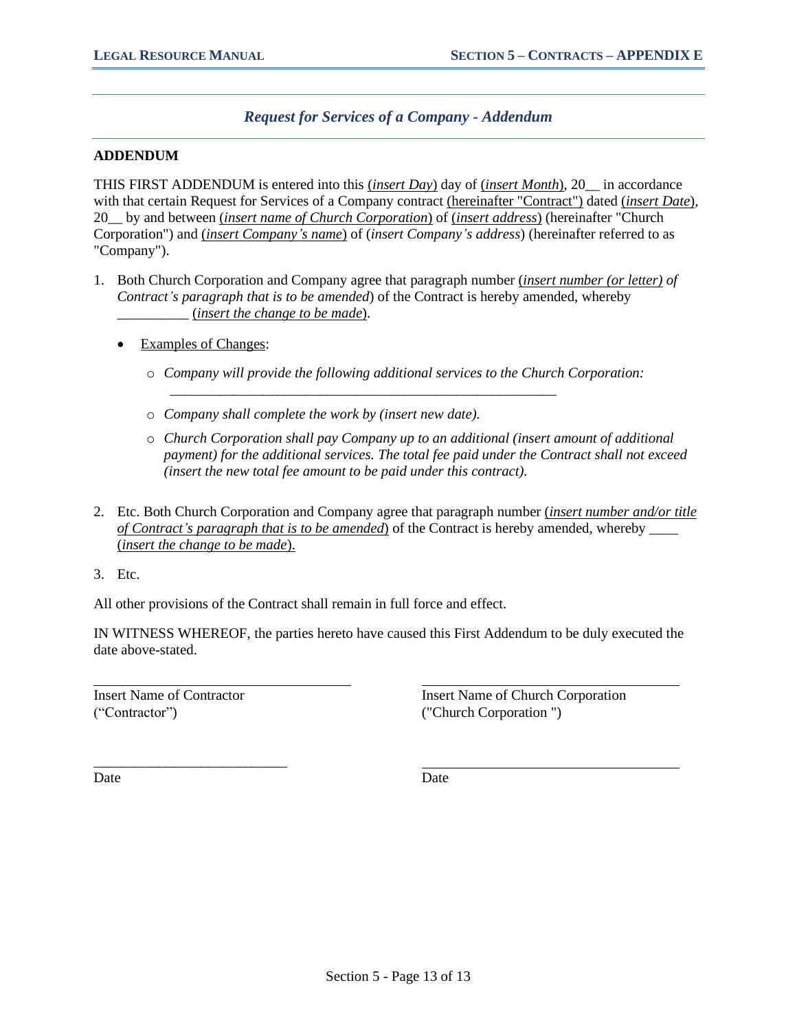## *Request for Services of a Company - Addendum*

**ADDENDUM**

THIS FIRST ADDENDUM is entered into this (*insert Day*) day of (*insert Month*), 20__ in accordance with that certain Request for Services of a Company contract (hereinafter "Contract") dated (*insert Date*), 20__ by and between (*insert name of Church Corporation*) of (*insert address*) (hereinafter "Church Corporation") and (*insert Company's name*) of (*insert Company's address*) (hereinafter referred to as "Company").

1. Both Church Corporation and Company agree that paragraph number (*insert number (or letter) of Contract's paragraph that is to be amended*) of the Contract is hereby amended, whereby __________ (*insert the change to be made*).

   - Examples of Changes:

     - *Company will provide the following additional services to the Church Corporation:* ________________________________________________________

     - *Company shall complete the work by (insert new date).*

     - *Church Corporation shall pay Company up to an additional (insert amount of additional payment) for the additional services. The total fee paid under the Contract shall not exceed (insert the new total fee amount to be paid under this contract).*

2. Etc. Both Church Corporation and Company agree that paragraph number (*insert number and/or title of Contract's paragraph that is to be amended*) of the Contract is hereby amended, whereby ____ (*insert the change to be made*).

3. Etc.

All other provisions of the Contract shall remain in full force and effect.

IN WITNESS WHEREOF, the parties hereto have caused this First Addendum to be duly executed the date above-stated.

___________________________________
Insert Name of Contractor
("Contractor")

___________________________________
Date

___________________________________
Insert Name of Church Corporation
("Church Corporation ")

___________________________________
Date